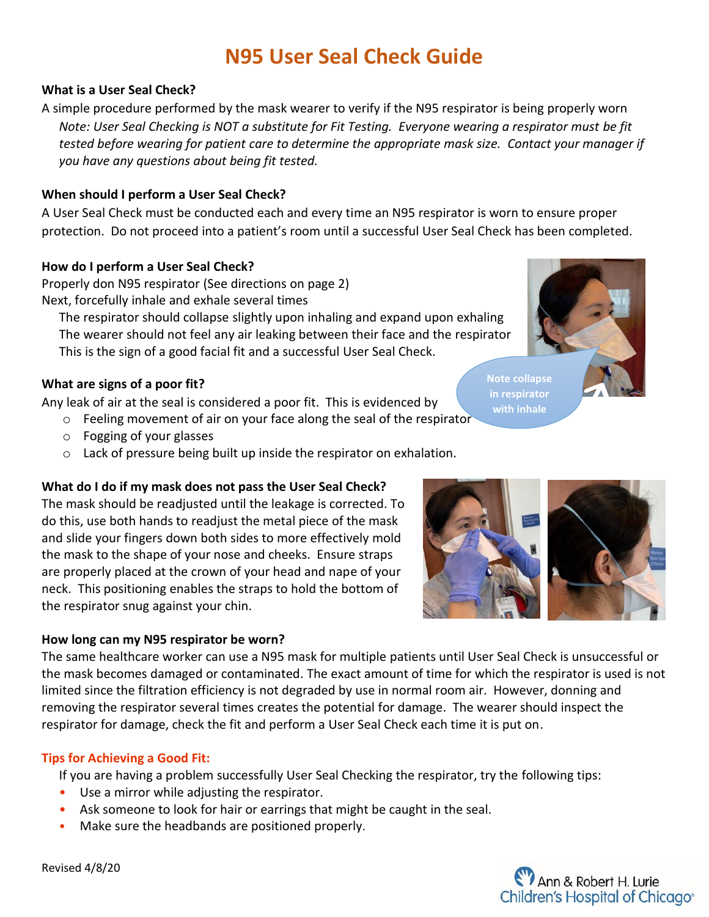# N95 User Seal Check Guide

**What is a User Seal Check?**

A simple procedure performed by the mask wearer to verify if the N95 respirator is being properly worn

*Note: User Seal Checking is NOT a substitute for Fit Testing. Everyone wearing a respirator must be fit tested before wearing for patient care to determine the appropriate mask size. Contact your manager if you have any questions about being fit tested.*

**When should I perform a User Seal Check?**

A User Seal Check must be conducted each and every time an N95 respirator is worn to ensure proper protection. Do not proceed into a patient's room until a successful User Seal Check has been completed.

**How do I perform a User Seal Check?**

Properly don N95 respirator (See directions on page 2)

Next, forcefully inhale and exhale several times

The respirator should collapse slightly upon inhaling and expand upon exhaling

The wearer should not feel any air leaking between their face and the respirator

This is the sign of a good facial fit and a successful User Seal Check.

Note collapse in respirator with inhale

**What are signs of a poor fit?**

Any leak of air at the seal is considered a poor fit. This is evidenced by

- Feeling movement of air on your face along the seal of the respirator
- Fogging of your glasses
- Lack of pressure being built up inside the respirator on exhalation.

**What do I do if my mask does not pass the User Seal Check?**

The mask should be readjusted until the leakage is corrected. To do this, use both hands to readjust the metal piece of the mask and slide your fingers down both sides to more effectively mold the mask to the shape of your nose and cheeks. Ensure straps are properly placed at the crown of your head and nape of your neck. This positioning enables the straps to hold the bottom of the respirator snug against your chin.

**How long can my N95 respirator be worn?**

The same healthcare worker can use a N95 mask for multiple patients until User Seal Check is unsuccessful or the mask becomes damaged or contaminated. The exact amount of time for which the respirator is used is not limited since the filtration efficiency is not degraded by use in normal room air. However, donning and removing the respirator several times creates the potential for damage. The wearer should inspect the respirator for damage, check the fit and perform a User Seal Check each time it is put on.

**Tips for Achieving a Good Fit:**

If you are having a problem successfully User Seal Checking the respirator, try the following tips:

- Use a mirror while adjusting the respirator.
- Ask someone to look for hair or earrings that might be caught in the seal.
- Make sure the headbands are positioned properly.

Revised 4/8/20

Ann & Robert H. Lurie Children's Hospital of Chicago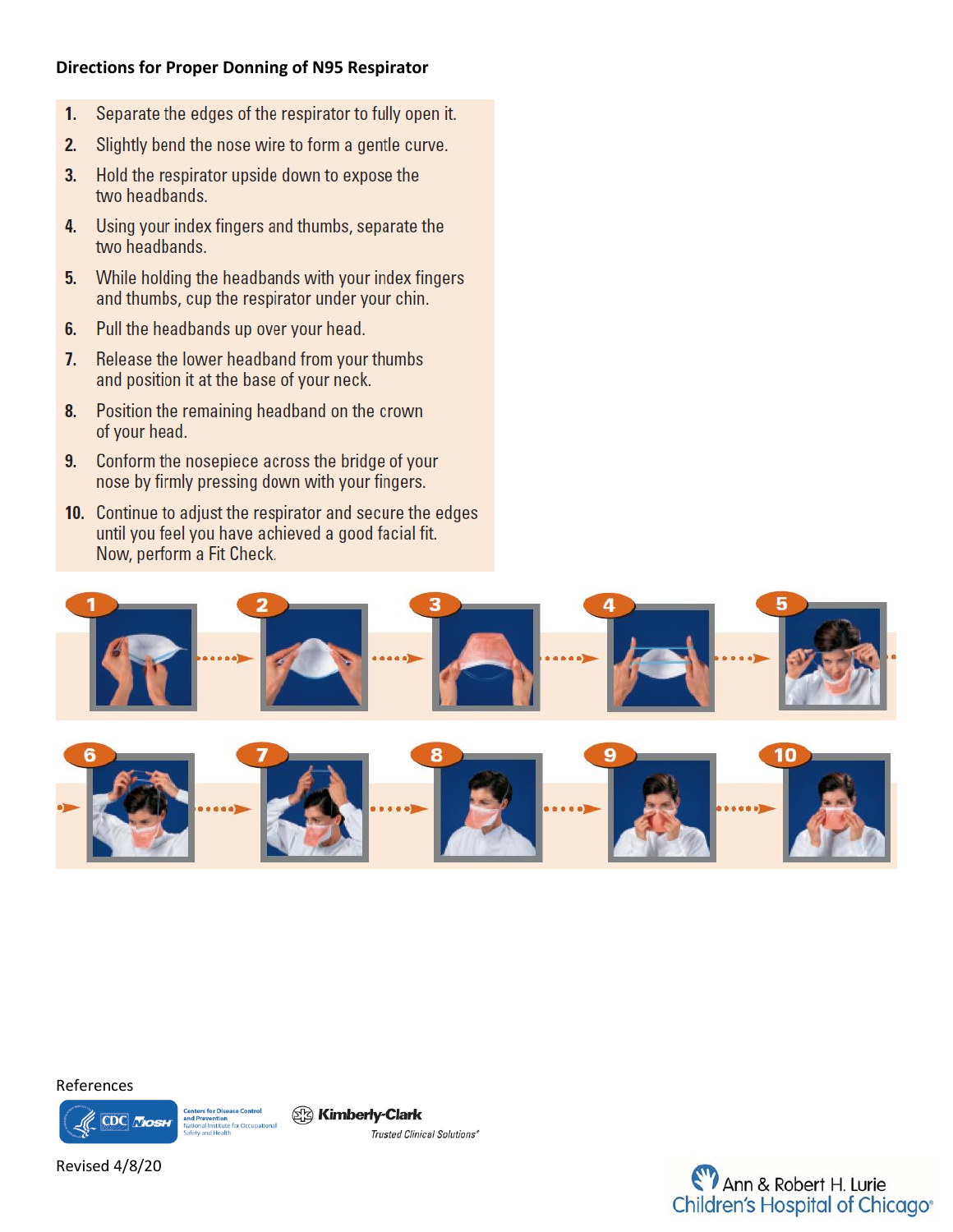**Directions for Proper Donning of N95 Respirator**

1. Separate the edges of the respirator to fully open it.
2. Slightly bend the nose wire to form a gentle curve.
3. Hold the respirator upside down to expose the two headbands.
4. Using your index fingers and thumbs, separate the two headbands.
5. While holding the headbands with your index fingers and thumbs, cup the respirator under your chin.
6. Pull the headbands up over your head.
7. Release the lower headband from your thumbs and position it at the base of your neck.
8. Position the remaining headband on the crown of your head.
9. Conform the nosepiece across the bridge of your nose by firmly pressing down with your fingers.
10. Continue to adjust the respirator and secure the edges until you feel you have achieved a good facial fit. Now, perform a Fit Check.

1 2 3 4 5

6 7 8 9 10

References

CDC NIOSH Centers for Disease Control and Prevention National Institute for Occupational Safety and Health

Kimberly-Clark *Trusted Clinical Solutions*

Revised 4/8/20

Ann & Robert H. Lurie Children's Hospital of Chicago